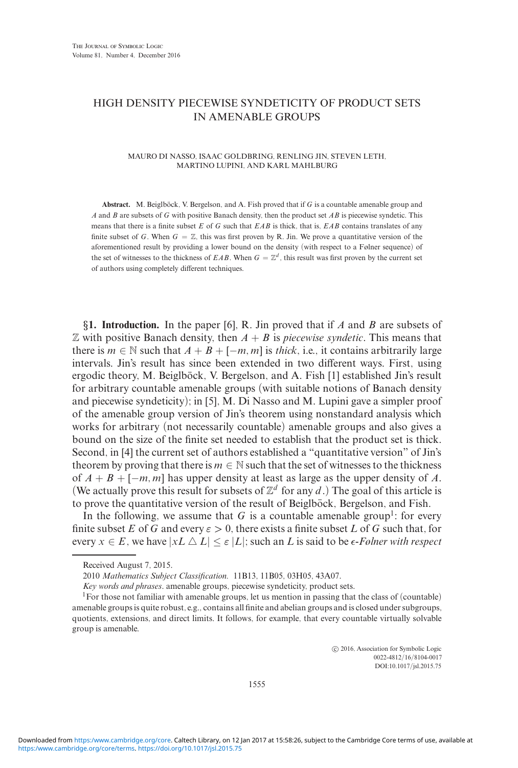# HIGH DENSITY PIECEWISE SYNDETICITY OF PRODUCT SETS IN AMENABLE GROUPS

MAURO DI NASSO, ISAAC GOLDBRING, RENLING JIN, STEVEN LETH, MARTINO LUPINI, AND KARL MAHLBURG

**Abstract.** M. Beiglböck, V. Bergelson, and A. Fish proved that if $G$ is a countable amenable group and $A$ and $B$ are subsets of $G$ with positive Banach density, then the product set $AB$ is piecewise syndetic. This means that there is a finite subset $E$ of $G$ such that $EAB$ is thick, that is, $EAB$ contains translates of any finite subset of $G$. When $G = \mathbb{Z}$, this was first proven by R. Jin. We prove a quantitative version of the aforementioned result by providing a lower bound on the density (with respect to a Følner sequence) of the set of witnesses to the thickness of $EAB$. When $G = \mathbb{Z}^d$, this result was first proven by the current set of authors using completely different techniques.

**§1. Introduction.** In the paper [6], R. Jin proved that if $A$ and $B$ are subsets of $\mathbb{Z}$ with positive Banach density, then $A + B$ is *piecewise syndetic*. This means that there is $m \in \mathbb{N}$ such that $A + B + [-m, m]$ is *thick*, i.e., it contains arbitrarily large intervals. Jin's result has since been extended in two different ways. First, using ergodic theory, M. Beiglböck, V. Bergelson, and A. Fish [1] established Jin's result for arbitrary countable amenable groups (with suitable notions of Banach density and piecewise syndeticity); in [5], M. Di Nasso and M. Lupini gave a simpler proof of the amenable group version of Jin's theorem using nonstandard analysis which works for arbitrary (not necessarily countable) amenable groups and also gives a bound on the size of the finite set needed to establish that the product set is thick. Second, in [4] the current set of authors established a "quantitative version" of Jin's theorem by proving that there is $m \in \mathbb{N}$ such that the set of witnesses to the thickness of $A + B + [-m, m]$ has upper density at least as large as the upper density of $A$. (We actually prove this result for subsets of $\mathbb{Z}^d$ for any $d$.) The goal of this article is to prove the quantitative version of the result of Beiglböck, Bergelson, and Fish.

In the following, we assume that $G$ is a countable amenable group[1]: for every finite subset $E$ of $G$ and every $\varepsilon > 0$, there exists a finite subset $L$ of $G$ such that, for every $x \in E$, we have $|xL \triangle L| \leq \varepsilon |L|$; such an $L$ is said to be *$\epsilon$-Følner with respect*

Received August 7, 2015.

2010 *Mathematics Subject Classification.* 11B13, 11B05, 03H05, 43A07.

*Key words and phrases*. amenable groups, piecewise syndeticity, product sets.

[1] For those not familiar with amenable groups, let us mention in passing that the class of (countable) amenable groups is quite robust, e.g., contains all finite and abelian groups and is closed under subgroups, quotients, extensions, and direct limits. It follows, for example, that every countable virtually solvable group is amenable.

© 2016, Association for Symbolic Logic
0022-4812/16/8104-0017
DOI:10.1017/jsl.2015.75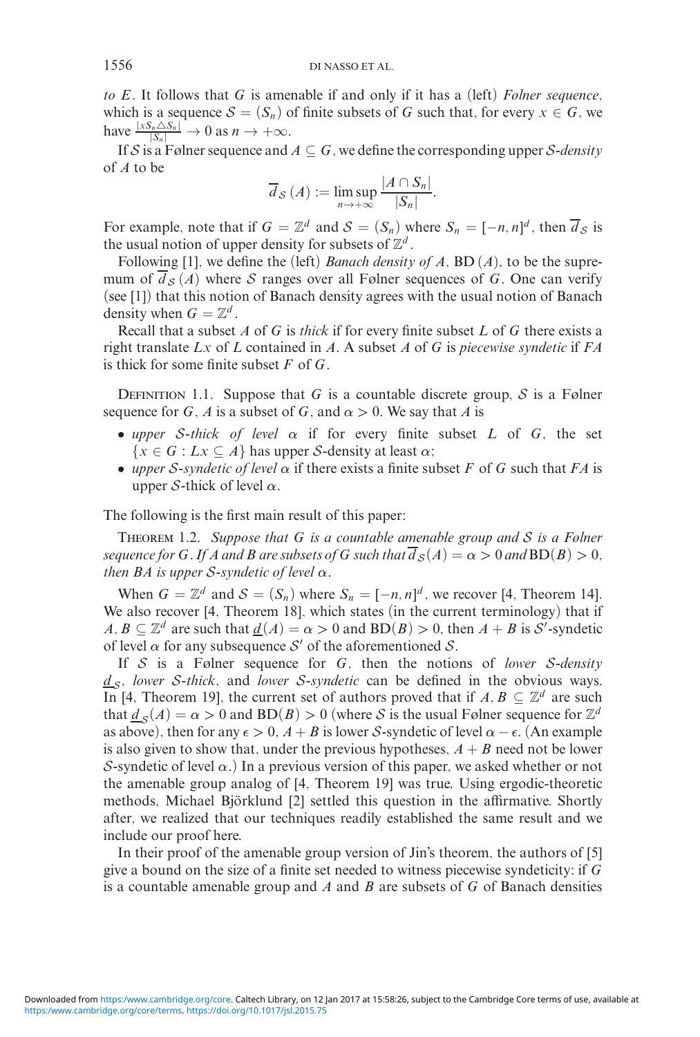to $E$. It follows that $G$ is amenable if and only if it has a (left) *Følner sequence*, which is a sequence $\mathcal{S} = (S_n)$ of finite subsets of $G$ such that, for every $x \in G$, we have $\frac{|xS_n \triangle S_n|}{|S_n|} \to 0$ as $n \to +\infty$.

If $\mathcal{S}$ is a Følner sequence and $A \subseteq G$, we define the corresponding upper $\mathcal{S}$-*density* of $A$ to be

$$\overline{d}_{\mathcal{S}}(A) := \limsup_{n \to +\infty} \frac{|A \cap S_n|}{|S_n|}.$$

For example, note that if $G = \mathbb{Z}^d$ and $\mathcal{S} = (S_n)$ where $S_n = [-n, n]^d$, then $\overline{d}_{\mathcal{S}}$ is the usual notion of upper density for subsets of $\mathbb{Z}^d$.

Following [1], we define the (left) *Banach density of* $A$, $\mathrm{BD}(A)$, to be the supremum of $\overline{d}_{\mathcal{S}}(A)$ where $\mathcal{S}$ ranges over all Følner sequences of $G$. One can verify (see [1]) that this notion of Banach density agrees with the usual notion of Banach density when $G = \mathbb{Z}^d$.

Recall that a subset $A$ of $G$ is *thick* if for every finite subset $L$ of $G$ there exists a right translate $Lx$ of $L$ contained in $A$. A subset $A$ of $G$ is *piecewise syndetic* if $FA$ is thick for some finite subset $F$ of $G$.

Definition 1.1. Suppose that $G$ is a countable discrete group, $\mathcal{S}$ is a Følner sequence for $G$, $A$ is a subset of $G$, and $\alpha > 0$. We say that $A$ is

- *upper* $\mathcal{S}$-*thick of level* $\alpha$ if for every finite subset $L$ of $G$, the set $\{x \in G : Lx \subseteq A\}$ has upper $\mathcal{S}$-density at least $\alpha$;
- *upper* $\mathcal{S}$-*syndetic of level* $\alpha$ if there exists a finite subset $F$ of $G$ such that $FA$ is upper $\mathcal{S}$-thick of level $\alpha$.

The following is the first main result of this paper:

Theorem 1.2. *Suppose that $G$ is a countable amenable group and $\mathcal{S}$ is a Følner sequence for $G$. If $A$ and $B$ are subsets of $G$ such that $\overline{d}_{\mathcal{S}}(A) = \alpha > 0$ and $\mathrm{BD}(B) > 0$, then $BA$ is upper $\mathcal{S}$-syndetic of level $\alpha$.*

When $G = \mathbb{Z}^d$ and $\mathcal{S} = (S_n)$ where $S_n = [-n, n]^d$, we recover [4, Theorem 14]. We also recover [4, Theorem 18], which states (in the current terminology) that if $A, B \subseteq \mathbb{Z}^d$ are such that $\underline{d}(A) = \alpha > 0$ and $\mathrm{BD}(B) > 0$, then $A + B$ is $\mathcal{S}'$-syndetic of level $\alpha$ for any subsequence $\mathcal{S}'$ of the aforementioned $\mathcal{S}$.

If $\mathcal{S}$ is a Følner sequence for $G$, then the notions of *lower* $\mathcal{S}$-*density* $\underline{d}_{\mathcal{S}}$, *lower* $\mathcal{S}$-*thick*, and *lower* $\mathcal{S}$-*syndetic* can be defined in the obvious ways. In [4, Theorem 19], the current set of authors proved that if $A, B \subseteq \mathbb{Z}^d$ are such that $\underline{d}_{\mathcal{S}}(A) = \alpha > 0$ and $\mathrm{BD}(B) > 0$ (where $\mathcal{S}$ is the usual Følner sequence for $\mathbb{Z}^d$ as above), then for any $\epsilon > 0$, $A + B$ is lower $\mathcal{S}$-syndetic of level $\alpha - \epsilon$. (An example is also given to show that, under the previous hypotheses, $A + B$ need not be lower $\mathcal{S}$-syndetic of level $\alpha$.) In a previous version of this paper, we asked whether or not the amenable group analog of [4, Theorem 19] was true. Using ergodic-theoretic methods, Michael Björklund [2] settled this question in the affirmative. Shortly after, we realized that our techniques readily established the same result and we include our proof here.

In their proof of the amenable group version of Jin's theorem, the authors of [5] give a bound on the size of a finite set needed to witness piecewise syndeticity: if $G$ is a countable amenable group and $A$ and $B$ are subsets of $G$ of Banach densities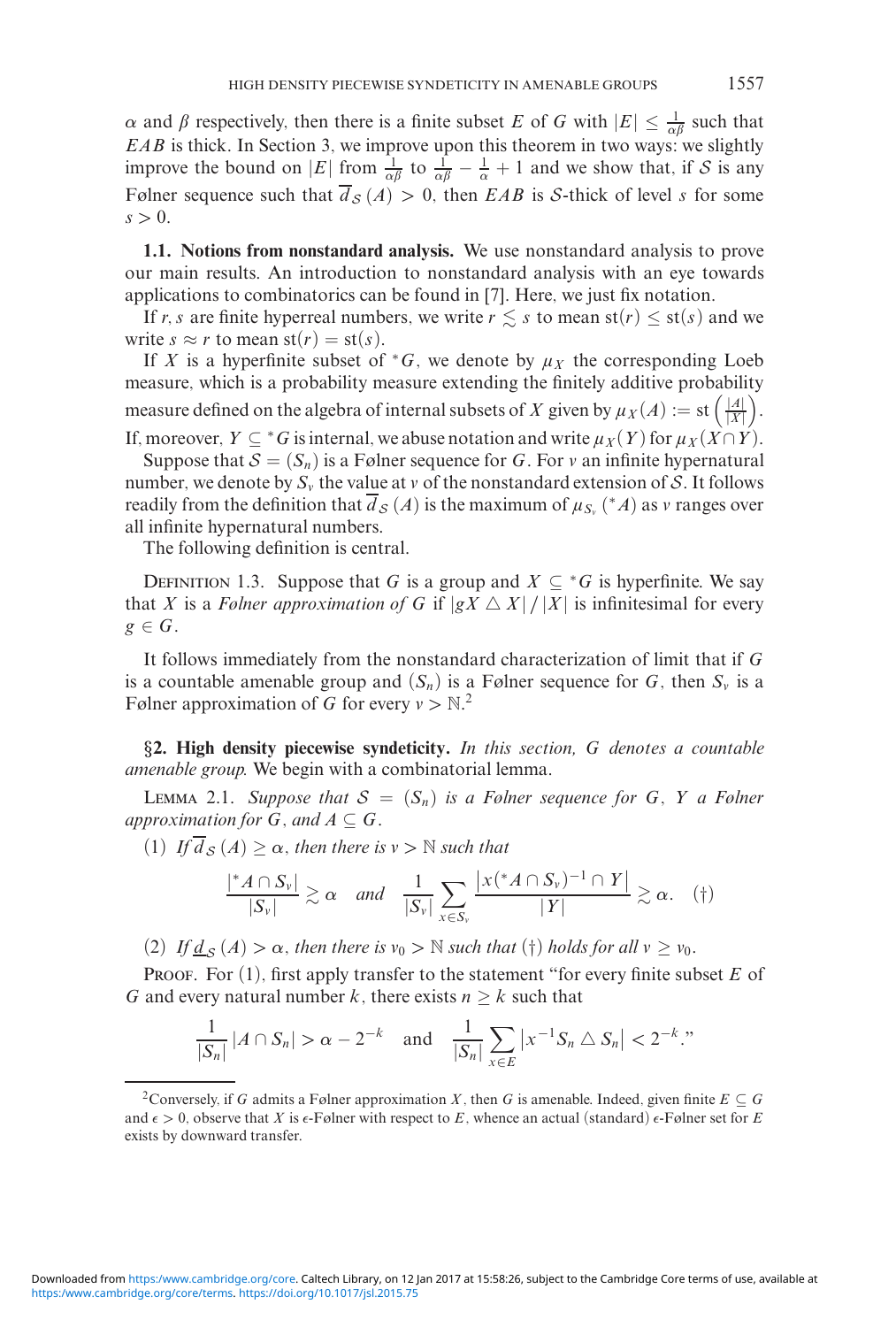$\alpha$ and $\beta$ respectively, then there is a finite subset $E$ of $G$ with $|E| \leq \frac{1}{\alpha\beta}$ such that $EAB$ is thick. In Section 3, we improve upon this theorem in two ways: we slightly improve the bound on $|E|$ from $\frac{1}{\alpha\beta}$ to $\frac{1}{\alpha\beta} - \frac{1}{\alpha} + 1$ and we show that, if $\mathcal{S}$ is any Følner sequence such that $\overline{d}_{\mathcal{S}}(A) > 0$, then $EAB$ is $\mathcal{S}$-thick of level $s$ for some $s > 0$.

**1.1. Notions from nonstandard analysis.** We use nonstandard analysis to prove our main results. An introduction to nonstandard analysis with an eye towards applications to combinatorics can be found in [7]. Here, we just fix notation.

If $r, s$ are finite hyperreal numbers, we write $r \lesssim s$ to mean $\mathrm{st}(r) \leq \mathrm{st}(s)$ and we write $s \approx r$ to mean $\mathrm{st}(r) = \mathrm{st}(s)$.

If $X$ is a hyperfinite subset of ${}^*G$, we denote by $\mu_X$ the corresponding Loeb measure, which is a probability measure extending the finitely additive probability measure defined on the algebra of internal subsets of $X$ given by $\mu_X(A) := \mathrm{st}\left(\frac{|A|}{|X|}\right)$. If, moreover, $Y \subseteq {}^*G$ is internal, we abuse notation and write $\mu_X(Y)$ for $\mu_X(X \cap Y)$.

Suppose that $\mathcal{S} = (S_n)$ is a Følner sequence for $G$. For $\nu$ an infinite hypernatural number, we denote by $S_\nu$ the value at $\nu$ of the nonstandard extension of $\mathcal{S}$. It follows readily from the definition that $\overline{d}_{\mathcal{S}}(A)$ is the maximum of $\mu_{S_\nu}({}^*A)$ as $\nu$ ranges over all infinite hypernatural numbers.

The following definition is central.

Definition 1.3. Suppose that $G$ is a group and $X \subseteq {}^*G$ is hyperfinite. We say that $X$ is a *Følner approximation of* $G$ if $|gX \triangle X| / |X|$ is infinitesimal for every $g \in G$.

It follows immediately from the nonstandard characterization of limit that if $G$ is a countable amenable group and $(S_n)$ is a Følner sequence for $G$, then $S_\nu$ is a Følner approximation of $G$ for every $\nu > \mathbb{N}$.[2]

## §2. High density piecewise syndeticity.

*In this section, $G$ denotes a countable amenable group.* We begin with a combinatorial lemma.

Lemma 2.1. *Suppose that $\mathcal{S} = (S_n)$ is a Følner sequence for $G$, $Y$ a Følner approximation for $G$, and $A \subseteq G$.*

(1) *If $\overline{d}_{\mathcal{S}}(A) \geq \alpha$, then there is $\nu > \mathbb{N}$ such that*

$$\frac{|{}^*A \cap S_\nu|}{|S_\nu|} \gtrsim \alpha \quad \textit{and} \quad \frac{1}{|S_\nu|} \sum_{x \in S_\nu} \frac{|x({}^*A \cap S_\nu)^{-1} \cap Y|}{|Y|} \gtrsim \alpha. \quad (\dagger)$$

(2) *If $\underline{d}_{\mathcal{S}}(A) > \alpha$, then there is $\nu_0 > \mathbb{N}$ such that $(\dagger)$ holds for all $\nu \geq \nu_0$.*

Proof. For (1), first apply transfer to the statement "for every finite subset $E$ of $G$ and every natural number $k$, there exists $n \geq k$ such that

$$\frac{1}{|S_n|} |A \cap S_n| > \alpha - 2^{-k} \quad \text{and} \quad \frac{1}{|S_n|} \sum_{x \in E} |x^{-1} S_n \triangle S_n| < 2^{-k}."$$

---

[2] Conversely, if $G$ admits a Følner approximation $X$, then $G$ is amenable. Indeed, given finite $E \subseteq G$ and $\epsilon > 0$, observe that $X$ is $\epsilon$-Følner with respect to $E$, whence an actual (standard) $\epsilon$-Følner set for $E$ exists by downward transfer.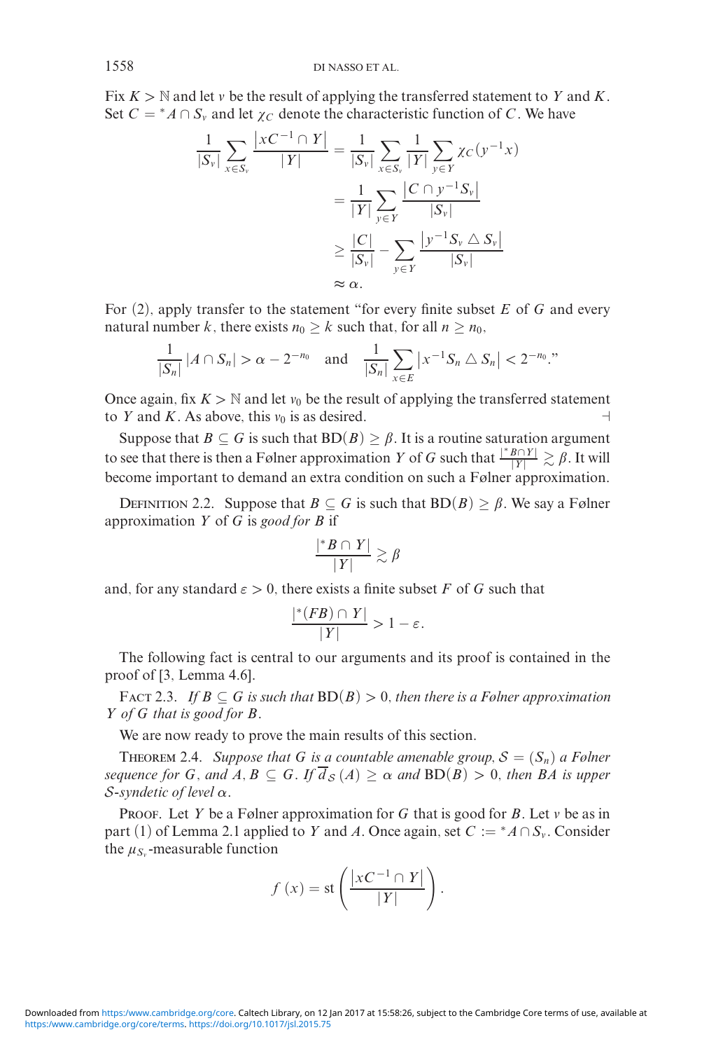Fix $K > \mathbb{N}$ and let $v$ be the result of applying the transferred statement to $Y$ and $K$. Set $C = {}^*A \cap S_v$ and let $\chi_C$ denote the characteristic function of $C$. We have

$$\begin{aligned}
\frac{1}{|S_v|} \sum_{x \in S_v} \frac{|xC^{-1} \cap Y|}{|Y|} &= \frac{1}{|S_v|} \sum_{x \in S_v} \frac{1}{|Y|} \sum_{y \in Y} \chi_C(y^{-1}x) \\
&= \frac{1}{|Y|} \sum_{y \in Y} \frac{|C \cap y^{-1}S_v|}{|S_v|} \\
&\geq \frac{|C|}{|S_v|} - \sum_{y \in Y} \frac{|y^{-1}S_v \triangle S_v|}{|S_v|} \\
&\approx \alpha.
\end{aligned}$$

For (2), apply transfer to the statement "for every finite subset $E$ of $G$ and every natural number $k$, there exists $n_0 \geq k$ such that, for all $n \geq n_0$,

$$\frac{1}{|S_n|} |A \cap S_n| > \alpha - 2^{-n_0} \quad \text{and} \quad \frac{1}{|S_n|} \sum_{x \in E} |x^{-1}S_n \triangle S_n| < 2^{-n_0}."$$

Once again, fix $K > \mathbb{N}$ and let $v_0$ be the result of applying the transferred statement to $Y$ and $K$. As above, this $v_0$ is as desired. ⊣

Suppose that $B \subseteq G$ is such that $\mathrm{BD}(B) \geq \beta$. It is a routine saturation argument to see that there is then a Følner approximation $Y$ of $G$ such that $\frac{|{}^*B \cap Y|}{|Y|} \gtrsim \beta$. It will become important to demand an extra condition on such a Følner approximation.

Definition 2.2. Suppose that $B \subseteq G$ is such that $\mathrm{BD}(B) \geq \beta$. We say a Følner approximation $Y$ of $G$ is *good for* $B$ if

$$\frac{|{}^*B \cap Y|}{|Y|} \gtrsim \beta$$

and, for any standard $\varepsilon > 0$, there exists a finite subset $F$ of $G$ such that

$$\frac{|{}^*(FB) \cap Y|}{|Y|} > 1 - \varepsilon.$$

The following fact is central to our arguments and its proof is contained in the proof of [3, Lemma 4.6].

Fact 2.3. *If $B \subseteq G$ is such that $\mathrm{BD}(B) > 0$, then there is a Følner approximation $Y$ of $G$ that is good for $B$.*

We are now ready to prove the main results of this section.

Theorem 2.4. *Suppose that $G$ is a countable amenable group, $\mathcal{S} = (S_n)$ a Følner sequence for $G$, and $A, B \subseteq G$. If $\overline{d}_{\mathcal{S}}(A) \geq \alpha$ and $\mathrm{BD}(B) > 0$, then $BA$ is upper $\mathcal{S}$-syndetic of level $\alpha$.*

Proof. Let $Y$ be a Følner approximation for $G$ that is good for $B$. Let $v$ be as in part (1) of Lemma 2.1 applied to $Y$ and $A$. Once again, set $C := {}^*A \cap S_v$. Consider the $\mu_{S_v}$-measurable function

$$f(x) = \mathrm{st}\left(\frac{|xC^{-1} \cap Y|}{|Y|}\right).$$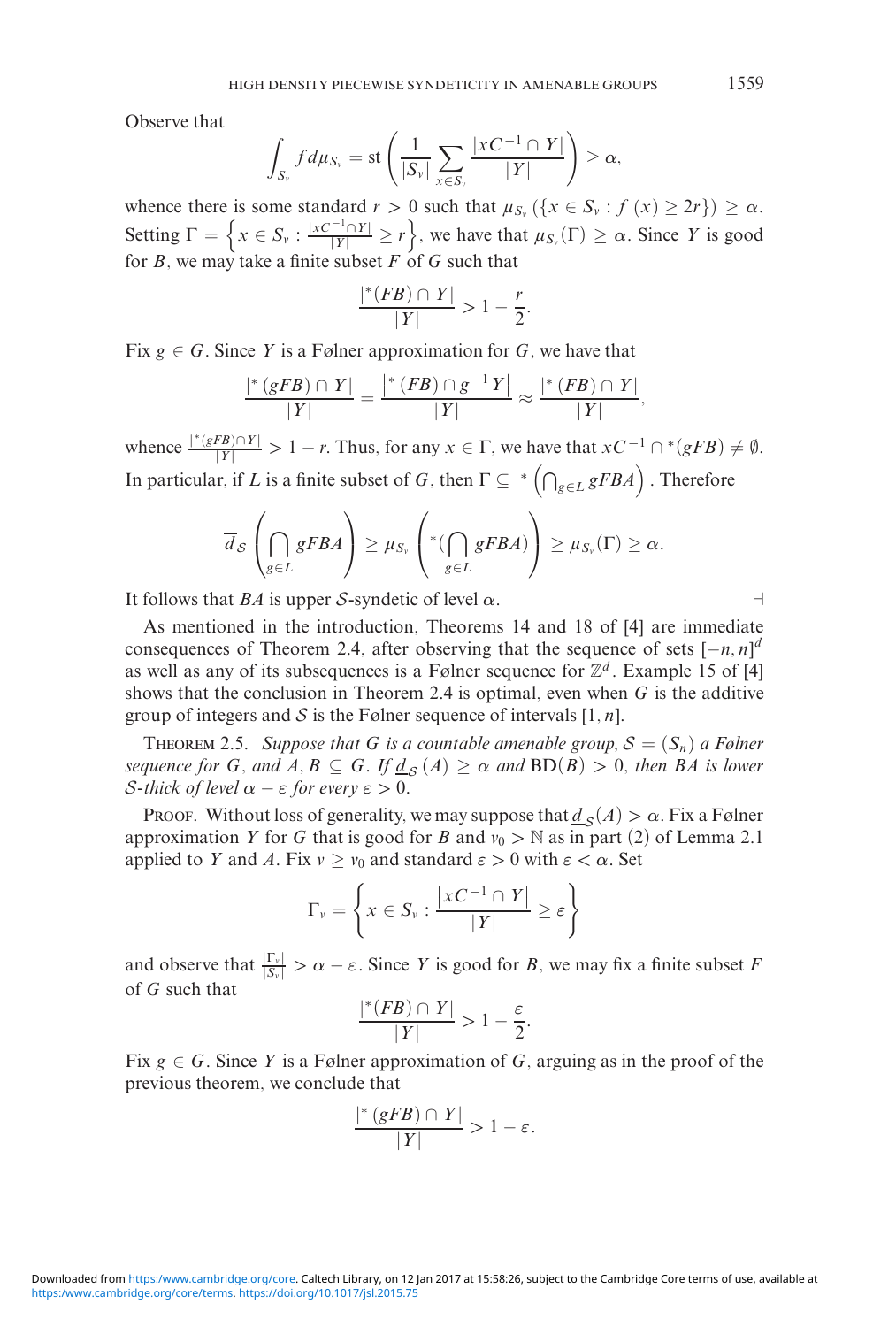Observe that

$$\int_{S_\nu} f \, d\mu_{S_\nu} = \operatorname{st}\left(\frac{1}{|S_\nu|}\sum_{x\in S_\nu}\frac{|xC^{-1}\cap Y|}{|Y|}\right) \geq \alpha,$$

whence there is some standard $r > 0$ such that $\mu_{S_\nu}(\{x \in S_\nu : f(x) \geq 2r\}) \geq \alpha$. Setting $\Gamma = \left\{x \in S_\nu : \frac{|xC^{-1}\cap Y|}{|Y|} \geq r\right\}$, we have that $\mu_{S_\nu}(\Gamma) \geq \alpha$. Since $Y$ is good for $B$, we may take a finite subset $F$ of $G$ such that

$$\frac{|{}^*(FB)\cap Y|}{|Y|} > 1 - \frac{r}{2}.$$

Fix $g \in G$. Since $Y$ is a Følner approximation for $G$, we have that

$$\frac{|{}^*(gFB)\cap Y|}{|Y|} = \frac{\left|{}^*(FB)\cap g^{-1}Y\right|}{|Y|} \approx \frac{|{}^*(FB)\cap Y|}{|Y|},$$

whence $\frac{|{}^*(gFB)\cap Y|}{|Y|} > 1 - r$. Thus, for any $x \in \Gamma$, we have that $xC^{-1} \cap {}^*(gFB) \neq \emptyset$. In particular, if $L$ is a finite subset of $G$, then $\Gamma \subseteq {}^*\left(\bigcap_{g\in L} gFBA\right)$. Therefore

$$\overline{d}_{\mathcal{S}}\left(\bigcap_{g\in L} gFBA\right) \geq \mu_{S_\nu}\left({}^*(\bigcap_{g\in L} gFBA)\right) \geq \mu_{S_\nu}(\Gamma) \geq \alpha.$$

It follows that $BA$ is upper $\mathcal{S}$-syndetic of level $\alpha$. ⊣

As mentioned in the introduction, Theorems 14 and 18 of [4] are immediate consequences of Theorem 2.4, after observing that the sequence of sets $[-n,n]^d$ as well as any of its subsequences is a Følner sequence for $\mathbb{Z}^d$. Example 15 of [4] shows that the conclusion in Theorem 2.4 is optimal, even when $G$ is the additive group of integers and $\mathcal{S}$ is the Følner sequence of intervals $[1,n]$.

Theorem 2.5. *Suppose that $G$ is a countable amenable group, $\mathcal{S} = (S_n)$ a Følner sequence for $G$, and $A, B \subseteq G$. If $\underline{d}_{\mathcal{S}}(A) \geq \alpha$ and $\mathrm{BD}(B) > 0$, then $BA$ is lower $\mathcal{S}$-thick of level $\alpha - \varepsilon$ for every $\varepsilon > 0$.*

Proof. Without loss of generality, we may suppose that $\underline{d}_{\mathcal{S}}(A) > \alpha$. Fix a Følner approximation $Y$ for $G$ that is good for $B$ and $\nu_0 > \mathbb{N}$ as in part (2) of Lemma 2.1 applied to $Y$ and $A$. Fix $\nu \geq \nu_0$ and standard $\varepsilon > 0$ with $\varepsilon < \alpha$. Set

$$\Gamma_\nu = \left\{x \in S_\nu : \frac{\left|xC^{-1}\cap Y\right|}{|Y|} \geq \varepsilon\right\}$$

and observe that $\frac{|\Gamma_\nu|}{|S_\nu|} > \alpha - \varepsilon$. Since $Y$ is good for $B$, we may fix a finite subset $F$ of $G$ such that

$$\frac{|{}^*(FB)\cap Y|}{|Y|} > 1 - \frac{\varepsilon}{2}.$$

Fix $g \in G$. Since $Y$ is a Følner approximation of $G$, arguing as in the proof of the previous theorem, we conclude that

$$\frac{|{}^*(gFB)\cap Y|}{|Y|} > 1 - \varepsilon.$$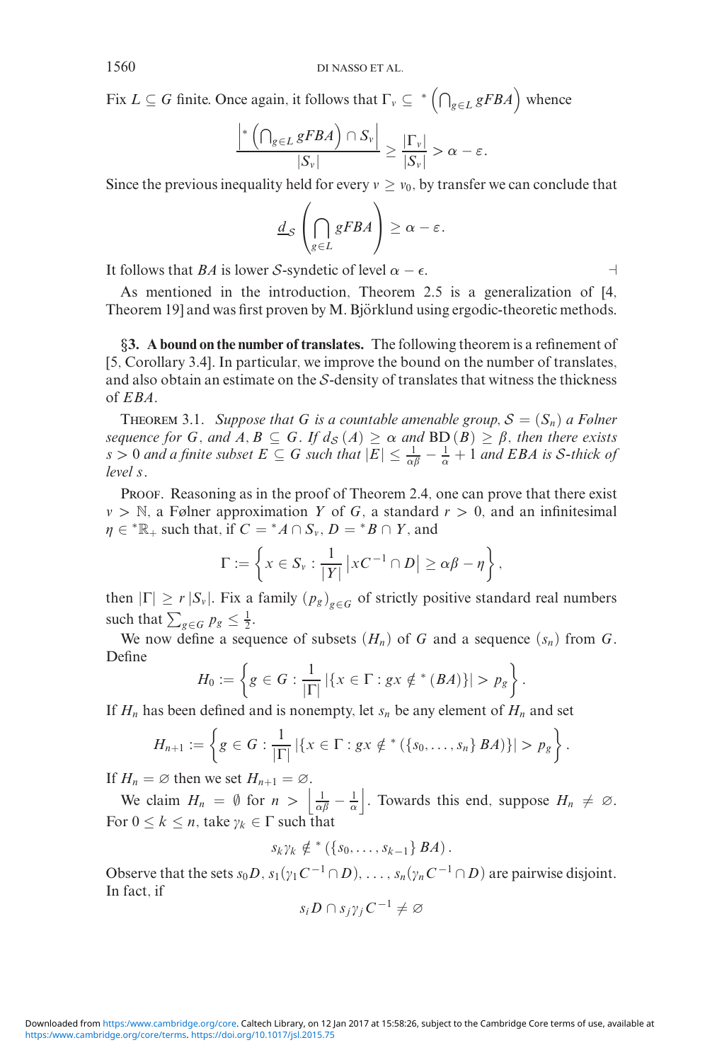Fix $L \subseteq G$ finite. Once again, it follows that $\Gamma_\nu \subseteq {}^*\left(\bigcap_{g\in L} gFBA\right)$ whence

$$\frac{\left|{}^*\left(\bigcap_{g\in L} gFBA\right) \cap S_\nu\right|}{|S_\nu|} \geq \frac{|\Gamma_\nu|}{|S_\nu|} > \alpha - \varepsilon.$$

Since the previous inequality held for every $\nu \geq \nu_0$, by transfer we can conclude that

$$\underline{d}_{\mathcal{S}}\left(\bigcap_{g\in L} gFBA\right) \geq \alpha - \varepsilon.$$

It follows that $BA$ is lower $\mathcal{S}$-syndetic of level $\alpha - \epsilon$. ⊣

As mentioned in the introduction, Theorem 2.5 is a generalization of [4, Theorem 19] and was first proven by M. Björklund using ergodic-theoretic methods.

## §3. A bound on the number of translates.

The following theorem is a refinement of [5, Corollary 3.4]. In particular, we improve the bound on the number of translates, and also obtain an estimate on the $\mathcal{S}$-density of translates that witness the thickness of $EBA$.

THEOREM 3.1. *Suppose that $G$ is a countable amenable group, $\mathcal{S} = (S_n)$ a Følner sequence for $G$, and $A, B \subseteq G$. If $d_{\mathcal{S}}(A) \geq \alpha$ and $\mathrm{BD}(B) \geq \beta$, then there exists $s > 0$ and a finite subset $E \subseteq G$ such that $|E| \leq \frac{1}{\alpha\beta} - \frac{1}{\alpha} + 1$ and $EBA$ is $\mathcal{S}$-thick of level $s$.*

PROOF. Reasoning as in the proof of Theorem 2.4, one can prove that there exist $\nu > \mathbb{N}$, a Følner approximation $Y$ of $G$, a standard $r > 0$, and an infinitesimal $\eta \in {}^*\mathbb{R}_+$ such that, if $C = {}^*A \cap S_\nu$, $D = {}^*B \cap Y$, and

$$\Gamma := \left\{ x \in S_\nu : \frac{1}{|Y|}\left|xC^{-1} \cap D\right| \geq \alpha\beta - \eta \right\},$$

then $|\Gamma| \geq r\,|S_\nu|$. Fix a family $(p_g)_{g\in G}$ of strictly positive standard real numbers such that $\sum_{g\in G} p_g \leq \frac{1}{2}$.

We now define a sequence of subsets $(H_n)$ of $G$ and a sequence $(s_n)$ from $G$. Define

$$H_0 := \left\{ g \in G : \frac{1}{|\Gamma|}\left|\{x \in \Gamma : gx \notin {}^*(BA)\}\right| > p_g \right\}.$$

If $H_n$ has been defined and is nonempty, let $s_n$ be any element of $H_n$ and set

$$H_{n+1} := \left\{ g \in G : \frac{1}{|\Gamma|}\left|\{x \in \Gamma : gx \notin {}^*(\{s_0, \ldots, s_n\}BA)\}\right| > p_g \right\}.$$

If $H_n = \varnothing$ then we set $H_{n+1} = \varnothing$.

We claim $H_n = \emptyset$ for $n > \left\lfloor \frac{1}{\alpha\beta} - \frac{1}{\alpha} \right\rfloor$. Towards this end, suppose $H_n \neq \varnothing$. For $0 \leq k \leq n$, take $\gamma_k \in \Gamma$ such that

$$s_k\gamma_k \notin {}^*(\{s_0, \ldots, s_{k-1}\}BA).$$

Observe that the sets $s_0D, s_1(\gamma_1C^{-1} \cap D), \ldots, s_n(\gamma_nC^{-1} \cap D)$ are pairwise disjoint. In fact, if

$$s_iD \cap s_j\gamma_jC^{-1} \neq \varnothing$$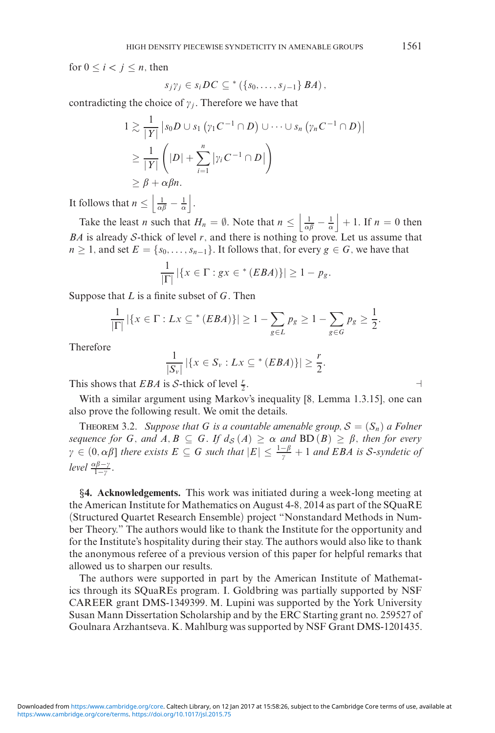for $0 \leq i < j \leq n$, then

$$s_j \gamma_j \in s_i DC \subseteq^* (\{s_0, \ldots, s_{j-1}\} BA),$$

contradicting the choice of $\gamma_j$. Therefore we have that

$$\begin{aligned}
1 &\gtrsim \frac{1}{|Y|} \left| s_0 D \cup s_1 \left(\gamma_1 C^{-1} \cap D\right) \cup \cdots \cup s_n \left(\gamma_n C^{-1} \cap D\right) \right| \\
&\geq \frac{1}{|Y|} \left( |D| + \sum_{i=1}^{n} \left| \gamma_i C^{-1} \cap D \right| \right) \\
&\geq \beta + \alpha\beta n.
\end{aligned}$$

It follows that $n \leq \left\lfloor \frac{1}{\alpha\beta} - \frac{1}{\alpha} \right\rfloor$.

Take the least $n$ such that $H_n = \emptyset$. Note that $n \leq \left\lfloor \frac{1}{\alpha\beta} - \frac{1}{\alpha} \right\rfloor + 1$. If $n = 0$ then $BA$ is already $\mathcal{S}$-thick of level $r$, and there is nothing to prove. Let us assume that $n \geq 1$, and set $E = \{s_0, \ldots, s_{n-1}\}$. It follows that, for every $g \in G$, we have that

$$\frac{1}{|\Gamma|} |\{x \in \Gamma : gx \in^* (EBA)\}| \geq 1 - p_g.$$

Suppose that $L$ is a finite subset of $G$. Then

$$\frac{1}{|\Gamma|} |\{x \in \Gamma : Lx \subseteq^* (EBA)\}| \geq 1 - \sum_{g \in L} p_g \geq 1 - \sum_{g \in G} p_g \geq \frac{1}{2}.$$

Therefore

$$\frac{1}{|S_\nu|} |\{x \in S_\nu : Lx \subseteq^* (EBA)\}| \geq \frac{r}{2}.$$

This shows that $EBA$ is $\mathcal{S}$-thick of level $\frac{r}{2}$. ⊣

With a similar argument using Markov's inequality [8, Lemma 1.3.15], one can also prove the following result. We omit the details.

THEOREM 3.2. *Suppose that $G$ is a countable amenable group, $\mathcal{S} = (S_n)$ a Følner sequence for $G$, and $A, B \subseteq G$. If $d_{\mathcal{S}}(A) \geq \alpha$ and $\mathrm{BD}(B) \geq \beta$, then for every $\gamma \in (0, \alpha\beta]$ there exists $E \subseteq G$ such that $|E| \leq \frac{1-\beta}{\gamma} + 1$ and $EBA$ is $\mathcal{S}$-syndetic of level $\frac{\alpha\beta - \gamma}{1-\gamma}$.*

## §4. Acknowledgements.

This work was initiated during a week-long meeting at the American Institute for Mathematics on August 4-8, 2014 as part of the SQuaRE (Structured Quartet Research Ensemble) project "Nonstandard Methods in Number Theory." The authors would like to thank the Institute for the opportunity and for the Institute's hospitality during their stay. The authors would also like to thank the anonymous referee of a previous version of this paper for helpful remarks that allowed us to sharpen our results.

The authors were supported in part by the American Institute of Mathematics through its SQuaREs program. I. Goldbring was partially supported by NSF CAREER grant DMS-1349399. M. Lupini was supported by the York University Susan Mann Dissertation Scholarship and by the ERC Starting grant no. 259527 of Goulnara Arzhantseva. K. Mahlburg was supported by NSF Grant DMS-1201435.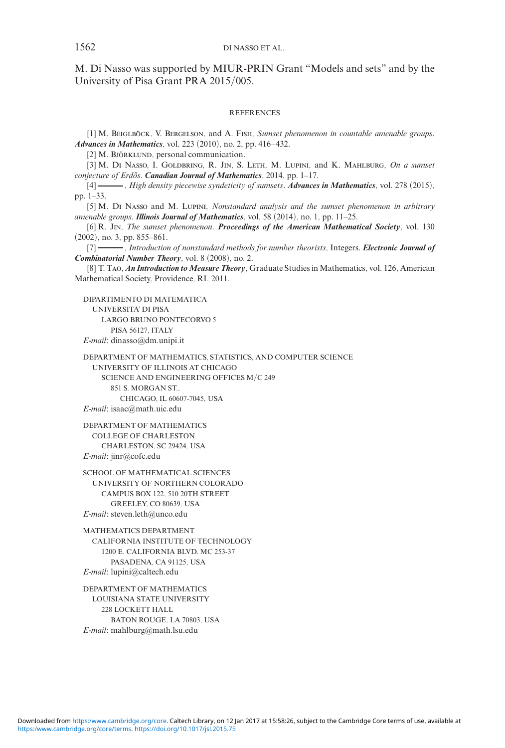M. Di Nasso was supported by MIUR-PRIN Grant "Models and sets" and by the University of Pisa Grant PRA 2015/005.

## REFERENCES

[1] M. Beiglböck, V. Bergelson, and A. Fish, *Sumset phenomenon in countable amenable groups*. ***Advances in Mathematics***, vol. 223 (2010), no. 2, pp. 416–432.

[2] M. Björklund, personal communication.

[3] M. Di Nasso, I. Goldbring, R. Jin, S. Leth, M. Lupini, and K. Mahlburg, *On a sumset conjecture of Erdős*. ***Canadian Journal of Mathematics***, 2014, pp. 1–17.

[4] ———, *High density piecewise syndeticity of sumsets*. ***Advances in Mathematics***, vol. 278 (2015), pp. 1–33.

[5] M. Di Nasso and M. Lupini, *Nonstandard analysis and the sumset phenomenon in arbitrary amenable groups*. ***Illinois Journal of Mathematics***, vol. 58 (2014), no. 1, pp. 11–25.

[6] R. Jin, *The sumset phenomenon*. ***Proceedings of the American Mathematical Society***, vol. 130 (2002), no. 3, pp. 855–861.

[7] ———, *Introduction of nonstandard methods for number theorists*, Integers. ***Electronic Journal of Combinatorial Number Theory***, vol. 8 (2008), no. 2.

[8] T. Tao, ***An Introduction to Measure Theory***, Graduate Studies in Mathematics, vol. 126, American Mathematical Society, Providence, RI, 2011.

DIPARTIMENTO DI MATEMATICA
UNIVERSITA' DI PISA
LARGO BRUNO PONTECORVO 5
PISA 56127, ITALY
*E-mail*: dinasso@dm.unipi.it

DEPARTMENT OF MATHEMATICS, STATISTICS, AND COMPUTER SCIENCE
UNIVERSITY OF ILLINOIS AT CHICAGO
SCIENCE AND ENGINEERING OFFICES M/C 249
851 S. MORGAN ST.,
CHICAGO, IL 60607-7045, USA
*E-mail*: isaac@math.uic.edu

DEPARTMENT OF MATHEMATICS
COLLEGE OF CHARLESTON
CHARLESTON, SC 29424, USA
*E-mail*: jinr@cofc.edu

SCHOOL OF MATHEMATICAL SCIENCES
UNIVERSITY OF NORTHERN COLORADO
CAMPUS BOX 122, 510 20TH STREET
GREELEY, CO 80639, USA
*E-mail*: steven.leth@unco.edu

MATHEMATICS DEPARTMENT
CALIFORNIA INSTITUTE OF TECHNOLOGY
1200 E. CALIFORNIA BLVD. MC 253-37
PASADENA, CA 91125, USA
*E-mail*: lupini@caltech.edu

DEPARTMENT OF MATHEMATICS
LOUISIANA STATE UNIVERSITY
228 LOCKETT HALL
BATON ROUGE, LA 70803, USA
*E-mail*: mahlburg@math.lsu.edu